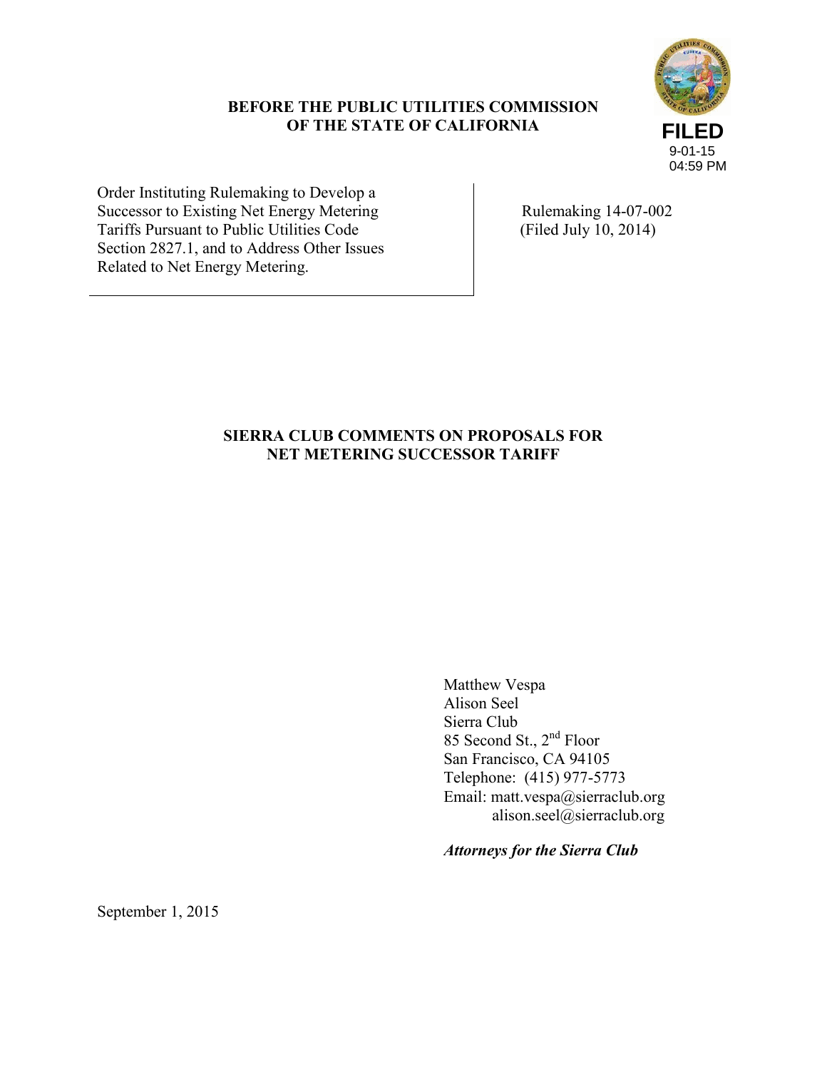**BEFORE THE PUBLIC UTILITIES COMMISSION OF THE STATE OF CALIFORNIA**

**FILED**
9-01-15
04:59 PM

| Order Instituting Rulemaking to Develop a Successor to Existing Net Energy Metering Tariffs Pursuant to Public Utilities Code Section 2827.1, and to Address Other Issues Related to Net Energy Metering. | Rulemaking 14-07-002 (Filed July 10, 2014) |
|---|---|

## SIERRA CLUB COMMENTS ON PROPOSALS FOR NET METERING SUCCESSOR TARIFF

Matthew Vespa
Alison Seel
Sierra Club
85 Second St., 2nd Floor
San Francisco, CA 94105
Telephone: (415) 977-5773
Email: matt.vespa@sierraclub.org
alison.seel@sierraclub.org

***Attorneys for the Sierra Club***

September 1, 2015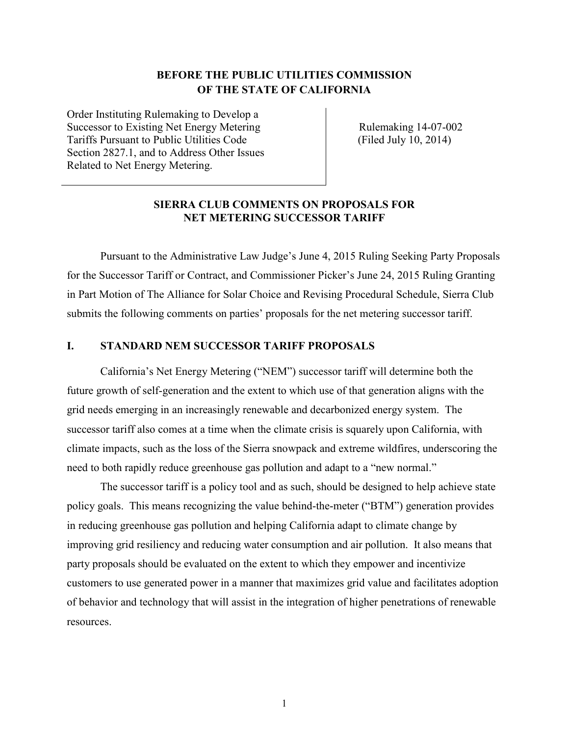**BEFORE THE PUBLIC UTILITIES COMMISSION OF THE STATE OF CALIFORNIA**

| | |
|---|---|
| Order Instituting Rulemaking to Develop a Successor to Existing Net Energy Metering Tariffs Pursuant to Public Utilities Code Section 2827.1, and to Address Other Issues Related to Net Energy Metering. | Rulemaking 14-07-002 (Filed July 10, 2014) |

**SIERRA CLUB COMMENTS ON PROPOSALS FOR NET METERING SUCCESSOR TARIFF**

Pursuant to the Administrative Law Judge's June 4, 2015 Ruling Seeking Party Proposals for the Successor Tariff or Contract, and Commissioner Picker's June 24, 2015 Ruling Granting in Part Motion of The Alliance for Solar Choice and Revising Procedural Schedule, Sierra Club submits the following comments on parties' proposals for the net metering successor tariff.

## I. STANDARD NEM SUCCESSOR TARIFF PROPOSALS

California's Net Energy Metering ("NEM") successor tariff will determine both the future growth of self-generation and the extent to which use of that generation aligns with the grid needs emerging in an increasingly renewable and decarbonized energy system. The successor tariff also comes at a time when the climate crisis is squarely upon California, with climate impacts, such as the loss of the Sierra snowpack and extreme wildfires, underscoring the need to both rapidly reduce greenhouse gas pollution and adapt to a "new normal."

The successor tariff is a policy tool and as such, should be designed to help achieve state policy goals. This means recognizing the value behind-the-meter ("BTM") generation provides in reducing greenhouse gas pollution and helping California adapt to climate change by improving grid resiliency and reducing water consumption and air pollution. It also means that party proposals should be evaluated on the extent to which they empower and incentivize customers to use generated power in a manner that maximizes grid value and facilitates adoption of behavior and technology that will assist in the integration of higher penetrations of renewable resources.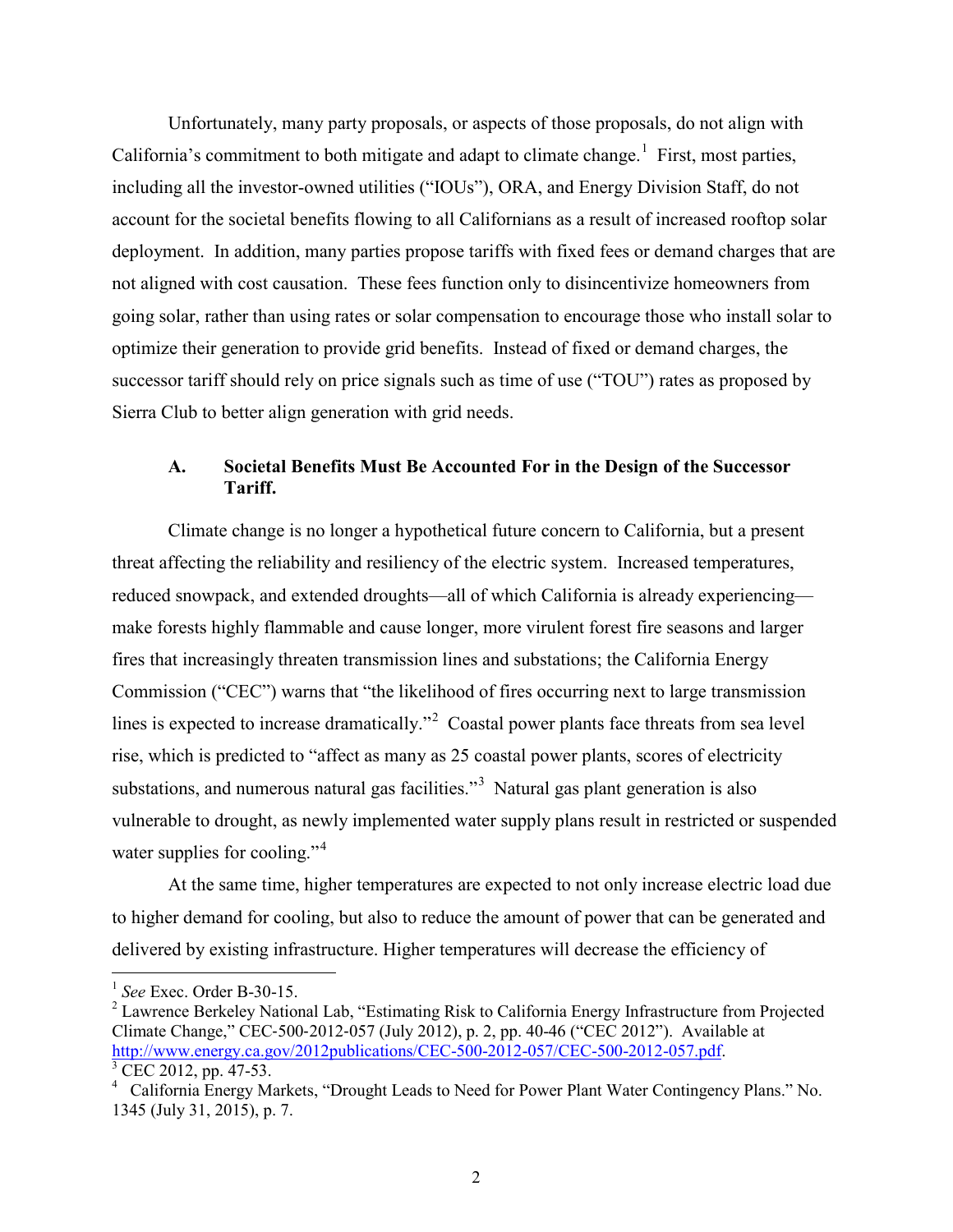Unfortunately, many party proposals, or aspects of those proposals, do not align with California's commitment to both mitigate and adapt to climate change.[1] First, most parties, including all the investor-owned utilities ("IOUs"), ORA, and Energy Division Staff, do not account for the societal benefits flowing to all Californians as a result of increased rooftop solar deployment. In addition, many parties propose tariffs with fixed fees or demand charges that are not aligned with cost causation. These fees function only to disincentivize homeowners from going solar, rather than using rates or solar compensation to encourage those who install solar to optimize their generation to provide grid benefits. Instead of fixed or demand charges, the successor tariff should rely on price signals such as time of use ("TOU") rates as proposed by Sierra Club to better align generation with grid needs.

### A. Societal Benefits Must Be Accounted For in the Design of the Successor Tariff.

Climate change is no longer a hypothetical future concern to California, but a present threat affecting the reliability and resiliency of the electric system. Increased temperatures, reduced snowpack, and extended droughts—all of which California is already experiencing—make forests highly flammable and cause longer, more virulent forest fire seasons and larger fires that increasingly threaten transmission lines and substations; the California Energy Commission ("CEC") warns that "the likelihood of fires occurring next to large transmission lines is expected to increase dramatically."[2] Coastal power plants face threats from sea level rise, which is predicted to "affect as many as 25 coastal power plants, scores of electricity substations, and numerous natural gas facilities."[3] Natural gas plant generation is also vulnerable to drought, as newly implemented water supply plans result in restricted or suspended water supplies for cooling."[4]

At the same time, higher temperatures are expected to not only increase electric load due to higher demand for cooling, but also to reduce the amount of power that can be generated and delivered by existing infrastructure. Higher temperatures will decrease the efficiency of

---

[1] *See* Exec. Order B-30-15.

[2] Lawrence Berkeley National Lab, "Estimating Risk to California Energy Infrastructure from Projected Climate Change," CEC-500-2012-057 (July 2012), p. 2, pp. 40-46 ("CEC 2012"). Available at http://www.energy.ca.gov/2012publications/CEC-500-2012-057/CEC-500-2012-057.pdf.

[3] CEC 2012, pp. 47-53.

[4] California Energy Markets, "Drought Leads to Need for Power Plant Water Contingency Plans." No. 1345 (July 31, 2015), p. 7.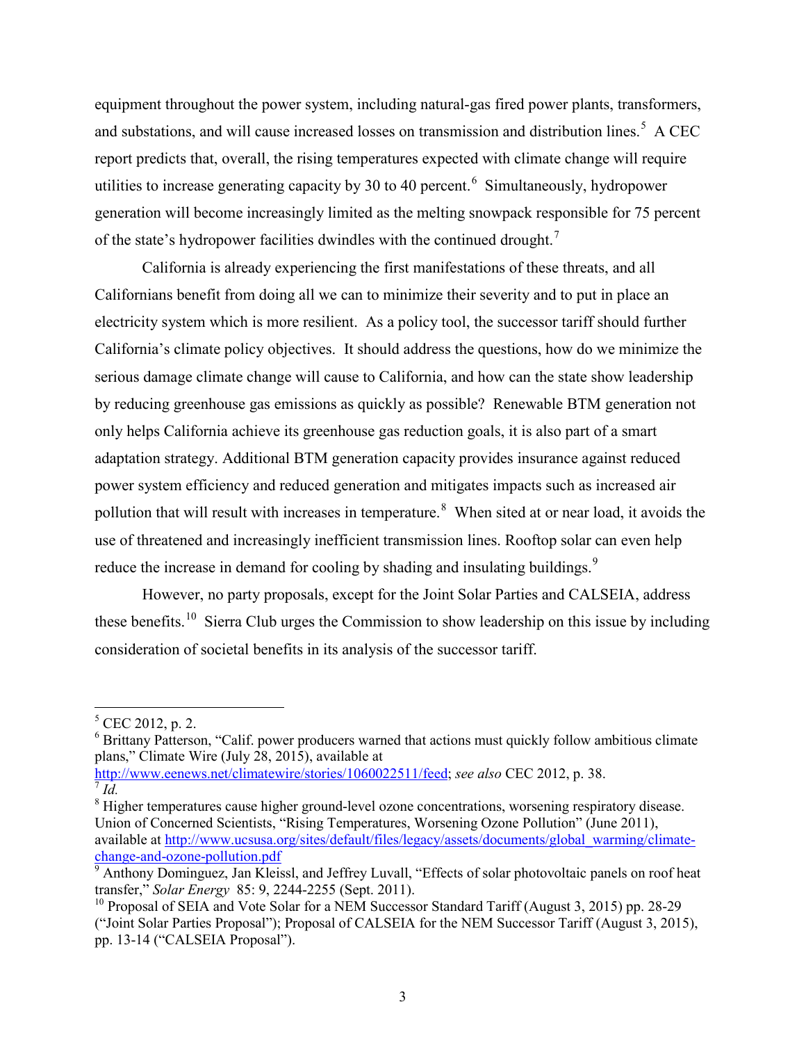equipment throughout the power system, including natural-gas fired power plants, transformers, and substations, and will cause increased losses on transmission and distribution lines.[5] A CEC report predicts that, overall, the rising temperatures expected with climate change will require utilities to increase generating capacity by 30 to 40 percent.[6] Simultaneously, hydropower generation will become increasingly limited as the melting snowpack responsible for 75 percent of the state's hydropower facilities dwindles with the continued drought.[7]

California is already experiencing the first manifestations of these threats, and all Californians benefit from doing all we can to minimize their severity and to put in place an electricity system which is more resilient. As a policy tool, the successor tariff should further California's climate policy objectives. It should address the questions, how do we minimize the serious damage climate change will cause to California, and how can the state show leadership by reducing greenhouse gas emissions as quickly as possible? Renewable BTM generation not only helps California achieve its greenhouse gas reduction goals, it is also part of a smart adaptation strategy. Additional BTM generation capacity provides insurance against reduced power system efficiency and reduced generation and mitigates impacts such as increased air pollution that will result with increases in temperature.[8] When sited at or near load, it avoids the use of threatened and increasingly inefficient transmission lines. Rooftop solar can even help reduce the increase in demand for cooling by shading and insulating buildings.[9]

However, no party proposals, except for the Joint Solar Parties and CALSEIA, address these benefits.[10] Sierra Club urges the Commission to show leadership on this issue by including consideration of societal benefits in its analysis of the successor tariff.

---

[5] CEC 2012, p. 2.

[6] Brittany Patterson, "Calif. power producers warned that actions must quickly follow ambitious climate plans," Climate Wire (July 28, 2015), available at http://www.eenews.net/climatewire/stories/1060022511/feed; *see also* CEC 2012, p. 38.

[7] *Id.*

[8] Higher temperatures cause higher ground-level ozone concentrations, worsening respiratory disease. Union of Concerned Scientists, "Rising Temperatures, Worsening Ozone Pollution" (June 2011), available at http://www.ucsusa.org/sites/default/files/legacy/assets/documents/global_warming/climate-change-and-ozone-pollution.pdf

[9] Anthony Dominguez, Jan Kleissl, and Jeffrey Luvall, "Effects of solar photovoltaic panels on roof heat transfer," *Solar Energy* 85: 9, 2244-2255 (Sept. 2011).

[10] Proposal of SEIA and Vote Solar for a NEM Successor Standard Tariff (August 3, 2015) pp. 28-29 ("Joint Solar Parties Proposal"); Proposal of CALSEIA for the NEM Successor Tariff (August 3, 2015), pp. 13-14 ("CALSEIA Proposal").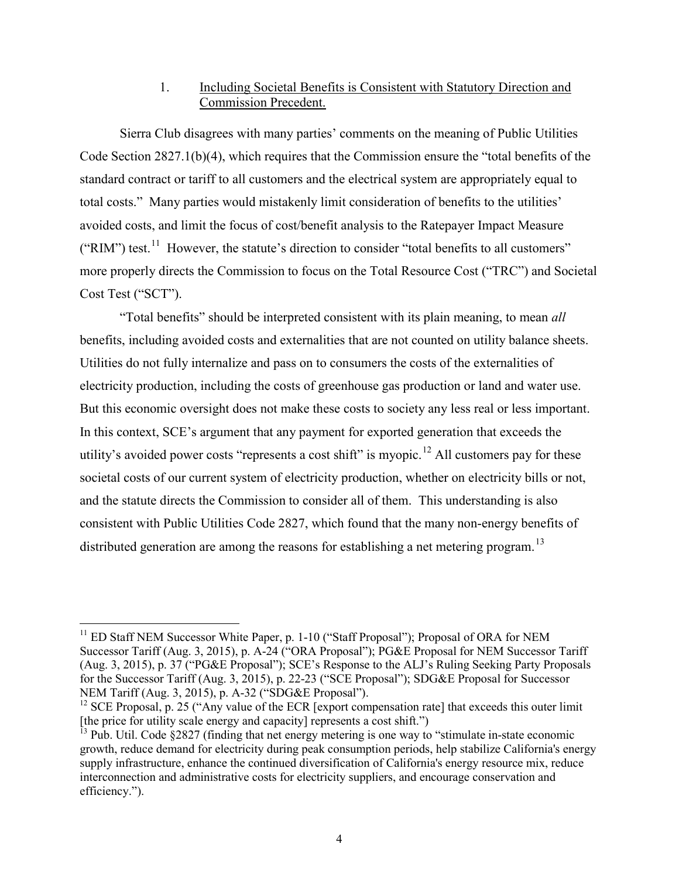### 1. Including Societal Benefits is Consistent with Statutory Direction and Commission Precedent.

Sierra Club disagrees with many parties' comments on the meaning of Public Utilities Code Section 2827.1(b)(4), which requires that the Commission ensure the "total benefits of the standard contract or tariff to all customers and the electrical system are appropriately equal to total costs." Many parties would mistakenly limit consideration of benefits to the utilities' avoided costs, and limit the focus of cost/benefit analysis to the Ratepayer Impact Measure ("RIM") test.[11] However, the statute's direction to consider "total benefits to all customers" more properly directs the Commission to focus on the Total Resource Cost ("TRC") and Societal Cost Test ("SCT").

"Total benefits" should be interpreted consistent with its plain meaning, to mean *all* benefits, including avoided costs and externalities that are not counted on utility balance sheets. Utilities do not fully internalize and pass on to consumers the costs of the externalities of electricity production, including the costs of greenhouse gas production or land and water use. But this economic oversight does not make these costs to society any less real or less important. In this context, SCE's argument that any payment for exported generation that exceeds the utility's avoided power costs "represents a cost shift" is myopic.[12] All customers pay for these societal costs of our current system of electricity production, whether on electricity bills or not, and the statute directs the Commission to consider all of them. This understanding is also consistent with Public Utilities Code 2827, which found that the many non-energy benefits of distributed generation are among the reasons for establishing a net metering program.[13]

---

[11] ED Staff NEM Successor White Paper, p. 1-10 ("Staff Proposal"); Proposal of ORA for NEM Successor Tariff (Aug. 3, 2015), p. A-24 ("ORA Proposal"); PG&E Proposal for NEM Successor Tariff (Aug. 3, 2015), p. 37 ("PG&E Proposal"); SCE's Response to the ALJ's Ruling Seeking Party Proposals for the Successor Tariff (Aug. 3, 2015), p. 22-23 ("SCE Proposal"); SDG&E Proposal for Successor NEM Tariff (Aug. 3, 2015), p. A-32 ("SDG&E Proposal").

[12] SCE Proposal, p. 25 ("Any value of the ECR [export compensation rate] that exceeds this outer limit [the price for utility scale energy and capacity] represents a cost shift.")

[13] Pub. Util. Code §2827 (finding that net energy metering is one way to "stimulate in-state economic growth, reduce demand for electricity during peak consumption periods, help stabilize California's energy supply infrastructure, enhance the continued diversification of California's energy resource mix, reduce interconnection and administrative costs for electricity suppliers, and encourage conservation and efficiency.").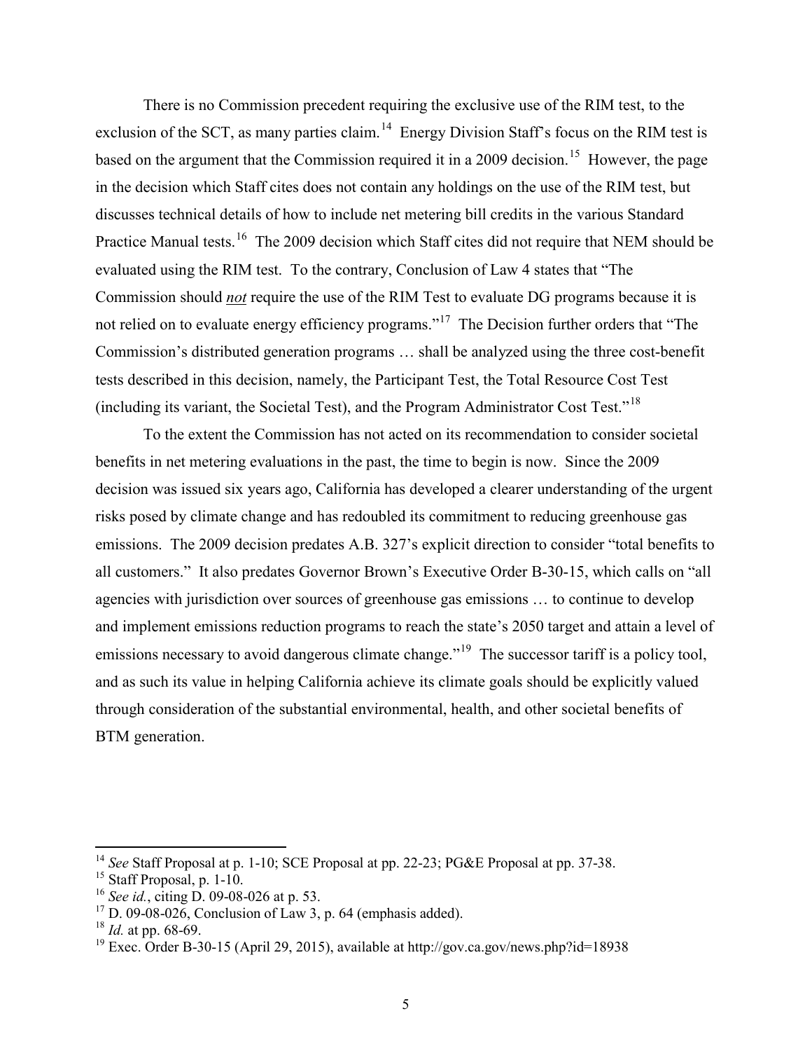There is no Commission precedent requiring the exclusive use of the RIM test, to the exclusion of the SCT, as many parties claim.[14] Energy Division Staff's focus on the RIM test is based on the argument that the Commission required it in a 2009 decision.[15] However, the page in the decision which Staff cites does not contain any holdings on the use of the RIM test, but discusses technical details of how to include net metering bill credits in the various Standard Practice Manual tests.[16] The 2009 decision which Staff cites did not require that NEM should be evaluated using the RIM test. To the contrary, Conclusion of Law 4 states that "The Commission should ***not*** require the use of the RIM Test to evaluate DG programs because it is not relied on to evaluate energy efficiency programs."[17] The Decision further orders that "The Commission's distributed generation programs … shall be analyzed using the three cost-benefit tests described in this decision, namely, the Participant Test, the Total Resource Cost Test (including its variant, the Societal Test), and the Program Administrator Cost Test."[18]

To the extent the Commission has not acted on its recommendation to consider societal benefits in net metering evaluations in the past, the time to begin is now. Since the 2009 decision was issued six years ago, California has developed a clearer understanding of the urgent risks posed by climate change and has redoubled its commitment to reducing greenhouse gas emissions. The 2009 decision predates A.B. 327's explicit direction to consider "total benefits to all customers." It also predates Governor Brown's Executive Order B-30-15, which calls on "all agencies with jurisdiction over sources of greenhouse gas emissions … to continue to develop and implement emissions reduction programs to reach the state's 2050 target and attain a level of emissions necessary to avoid dangerous climate change."[19] The successor tariff is a policy tool, and as such its value in helping California achieve its climate goals should be explicitly valued through consideration of the substantial environmental, health, and other societal benefits of BTM generation.

---

[14] *See* Staff Proposal at p. 1-10; SCE Proposal at pp. 22-23; PG&E Proposal at pp. 37-38.

[15] Staff Proposal, p. 1-10.

[16] *See id.*, citing D. 09-08-026 at p. 53.

[17] D. 09-08-026, Conclusion of Law 3, p. 64 (emphasis added).

[18] *Id.* at pp. 68-69.

[19] Exec. Order B-30-15 (April 29, 2015), available at http://gov.ca.gov/news.php?id=18938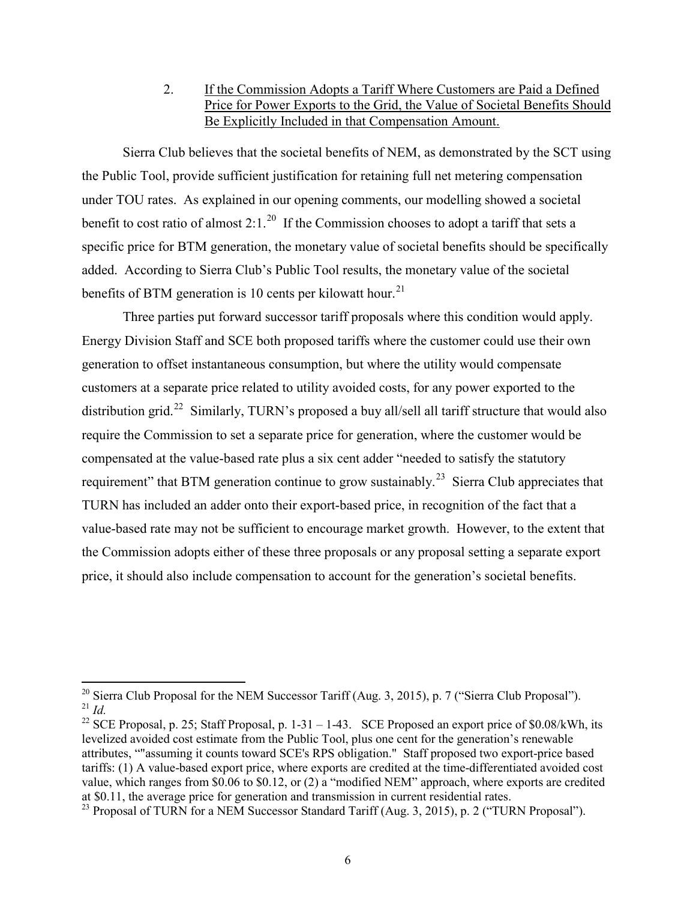2. If the Commission Adopts a Tariff Where Customers are Paid a Defined Price for Power Exports to the Grid, the Value of Societal Benefits Should Be Explicitly Included in that Compensation Amount.

Sierra Club believes that the societal benefits of NEM, as demonstrated by the SCT using the Public Tool, provide sufficient justification for retaining full net metering compensation under TOU rates. As explained in our opening comments, our modelling showed a societal benefit to cost ratio of almost 2:1.[20] If the Commission chooses to adopt a tariff that sets a specific price for BTM generation, the monetary value of societal benefits should be specifically added. According to Sierra Club's Public Tool results, the monetary value of the societal benefits of BTM generation is 10 cents per kilowatt hour.[21]

Three parties put forward successor tariff proposals where this condition would apply. Energy Division Staff and SCE both proposed tariffs where the customer could use their own generation to offset instantaneous consumption, but where the utility would compensate customers at a separate price related to utility avoided costs, for any power exported to the distribution grid.[22] Similarly, TURN's proposed a buy all/sell all tariff structure that would also require the Commission to set a separate price for generation, where the customer would be compensated at the value-based rate plus a six cent adder "needed to satisfy the statutory requirement" that BTM generation continue to grow sustainably.[23] Sierra Club appreciates that TURN has included an adder onto their export-based price, in recognition of the fact that a value-based rate may not be sufficient to encourage market growth. However, to the extent that the Commission adopts either of these three proposals or any proposal setting a separate export price, it should also include compensation to account for the generation's societal benefits.

---

[20] Sierra Club Proposal for the NEM Successor Tariff (Aug. 3, 2015), p. 7 ("Sierra Club Proposal").

[21] *Id.*

[22] SCE Proposal, p. 25; Staff Proposal, p. 1-31 – 1-43. SCE Proposed an export price of $0.08/kWh, its levelized avoided cost estimate from the Public Tool, plus one cent for the generation's renewable attributes, ""assuming it counts toward SCE's RPS obligation." Staff proposed two export-price based tariffs: (1) A value-based export price, where exports are credited at the time-differentiated avoided cost value, which ranges from $0.06 to $0.12, or (2) a "modified NEM" approach, where exports are credited at $0.11, the average price for generation and transmission in current residential rates.

[23] Proposal of TURN for a NEM Successor Standard Tariff (Aug. 3, 2015), p. 2 ("TURN Proposal").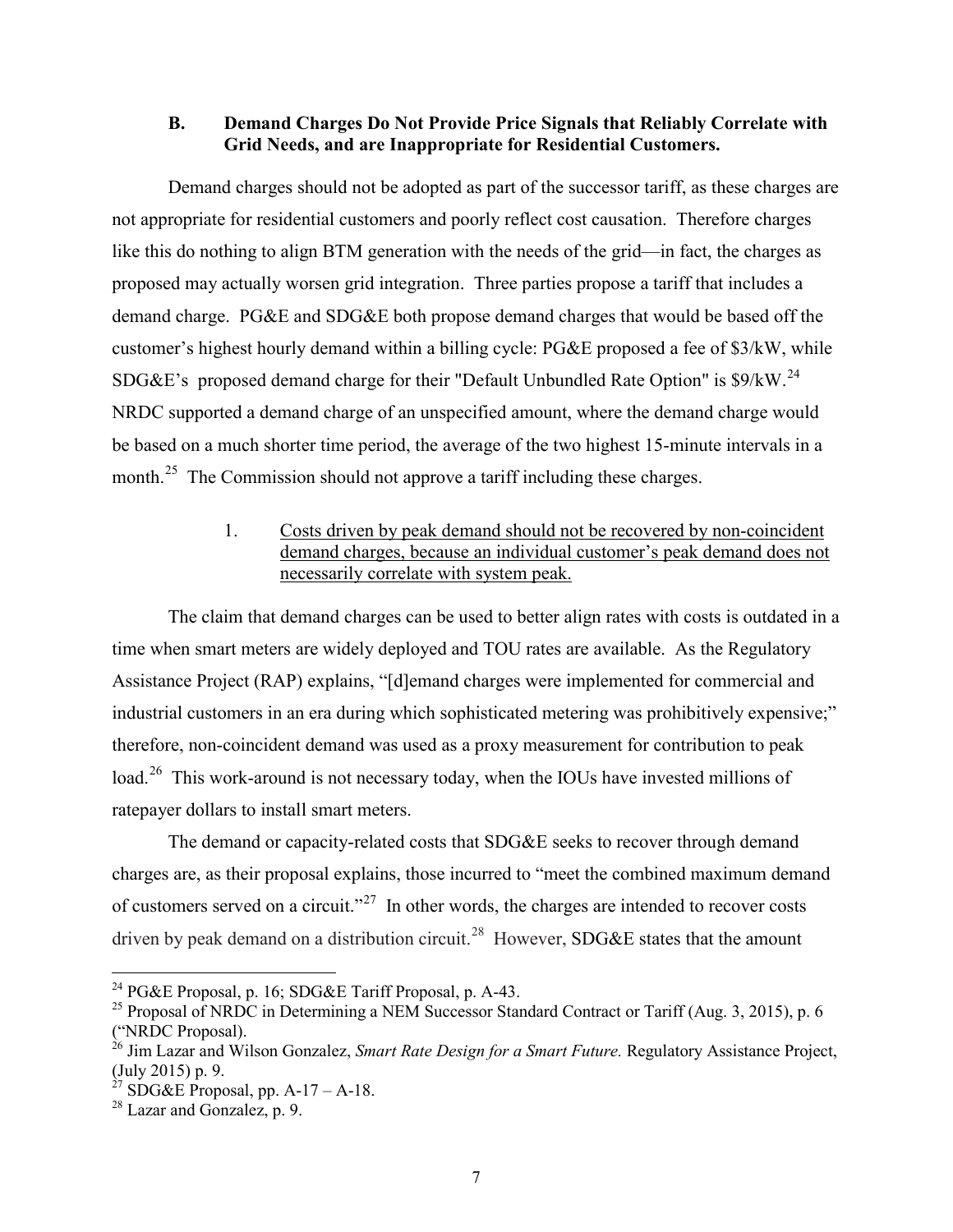### B. Demand Charges Do Not Provide Price Signals that Reliably Correlate with Grid Needs, and are Inappropriate for Residential Customers.

Demand charges should not be adopted as part of the successor tariff, as these charges are not appropriate for residential customers and poorly reflect cost causation. Therefore charges like this do nothing to align BTM generation with the needs of the grid—in fact, the charges as proposed may actually worsen grid integration. Three parties propose a tariff that includes a demand charge. PG&E and SDG&E both propose demand charges that would be based off the customer's highest hourly demand within a billing cycle: PG&E proposed a fee of \$3/kW, while SDG&E's proposed demand charge for their "Default Unbundled Rate Option" is \$9/kW.[24] NRDC supported a demand charge of an unspecified amount, where the demand charge would be based on a much shorter time period, the average of the two highest 15-minute intervals in a month.[25] The Commission should not approve a tariff including these charges.

#### 1. Costs driven by peak demand should not be recovered by non-coincident demand charges, because an individual customer's peak demand does not necessarily correlate with system peak.

The claim that demand charges can be used to better align rates with costs is outdated in a time when smart meters are widely deployed and TOU rates are available. As the Regulatory Assistance Project (RAP) explains, "[d]emand charges were implemented for commercial and industrial customers in an era during which sophisticated metering was prohibitively expensive;" therefore, non-coincident demand was used as a proxy measurement for contribution to peak load.[26] This work-around is not necessary today, when the IOUs have invested millions of ratepayer dollars to install smart meters.

The demand or capacity-related costs that SDG&E seeks to recover through demand charges are, as their proposal explains, those incurred to "meet the combined maximum demand of customers served on a circuit."[27] In other words, the charges are intended to recover costs driven by peak demand on a distribution circuit.[28] However, SDG&E states that the amount

---

[24] PG&E Proposal, p. 16; SDG&E Tariff Proposal, p. A-43.

[25] Proposal of NRDC in Determining a NEM Successor Standard Contract or Tariff (Aug. 3, 2015), p. 6 ("NRDC Proposal).

[26] Jim Lazar and Wilson Gonzalez, *Smart Rate Design for a Smart Future.* Regulatory Assistance Project, (July 2015) p. 9.

[27] SDG&E Proposal, pp. A-17 – A-18.

[28] Lazar and Gonzalez, p. 9.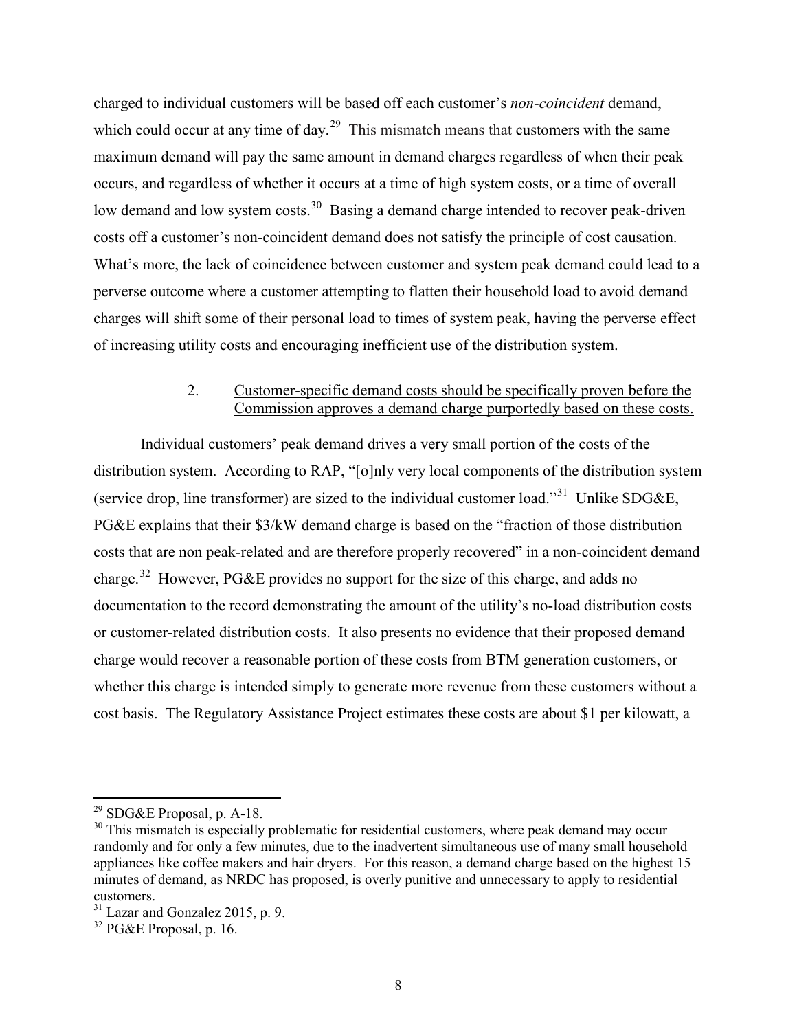charged to individual customers will be based off each customer's *non-coincident* demand, which could occur at any time of day.[29] This mismatch means that customers with the same maximum demand will pay the same amount in demand charges regardless of when their peak occurs, and regardless of whether it occurs at a time of high system costs, or a time of overall low demand and low system costs.[30] Basing a demand charge intended to recover peak-driven costs off a customer's non-coincident demand does not satisfy the principle of cost causation. What's more, the lack of coincidence between customer and system peak demand could lead to a perverse outcome where a customer attempting to flatten their household load to avoid demand charges will shift some of their personal load to times of system peak, having the perverse effect of increasing utility costs and encouraging inefficient use of the distribution system.

2. Customer-specific demand costs should be specifically proven before the Commission approves a demand charge purportedly based on these costs.

Individual customers' peak demand drives a very small portion of the costs of the distribution system. According to RAP, "[o]nly very local components of the distribution system (service drop, line transformer) are sized to the individual customer load."[31] Unlike SDG&E, PG&E explains that their $3/kW demand charge is based on the "fraction of those distribution costs that are non peak-related and are therefore properly recovered" in a non-coincident demand charge.[32] However, PG&E provides no support for the size of this charge, and adds no documentation to the record demonstrating the amount of the utility's no-load distribution costs or customer-related distribution costs. It also presents no evidence that their proposed demand charge would recover a reasonable portion of these costs from BTM generation customers, or whether this charge is intended simply to generate more revenue from these customers without a cost basis. The Regulatory Assistance Project estimates these costs are about $1 per kilowatt, a

---

[29] SDG&E Proposal, p. A-18.

[30] This mismatch is especially problematic for residential customers, where peak demand may occur randomly and for only a few minutes, due to the inadvertent simultaneous use of many small household appliances like coffee makers and hair dryers. For this reason, a demand charge based on the highest 15 minutes of demand, as NRDC has proposed, is overly punitive and unnecessary to apply to residential customers.

[31] Lazar and Gonzalez 2015, p. 9.

[32] PG&E Proposal, p. 16.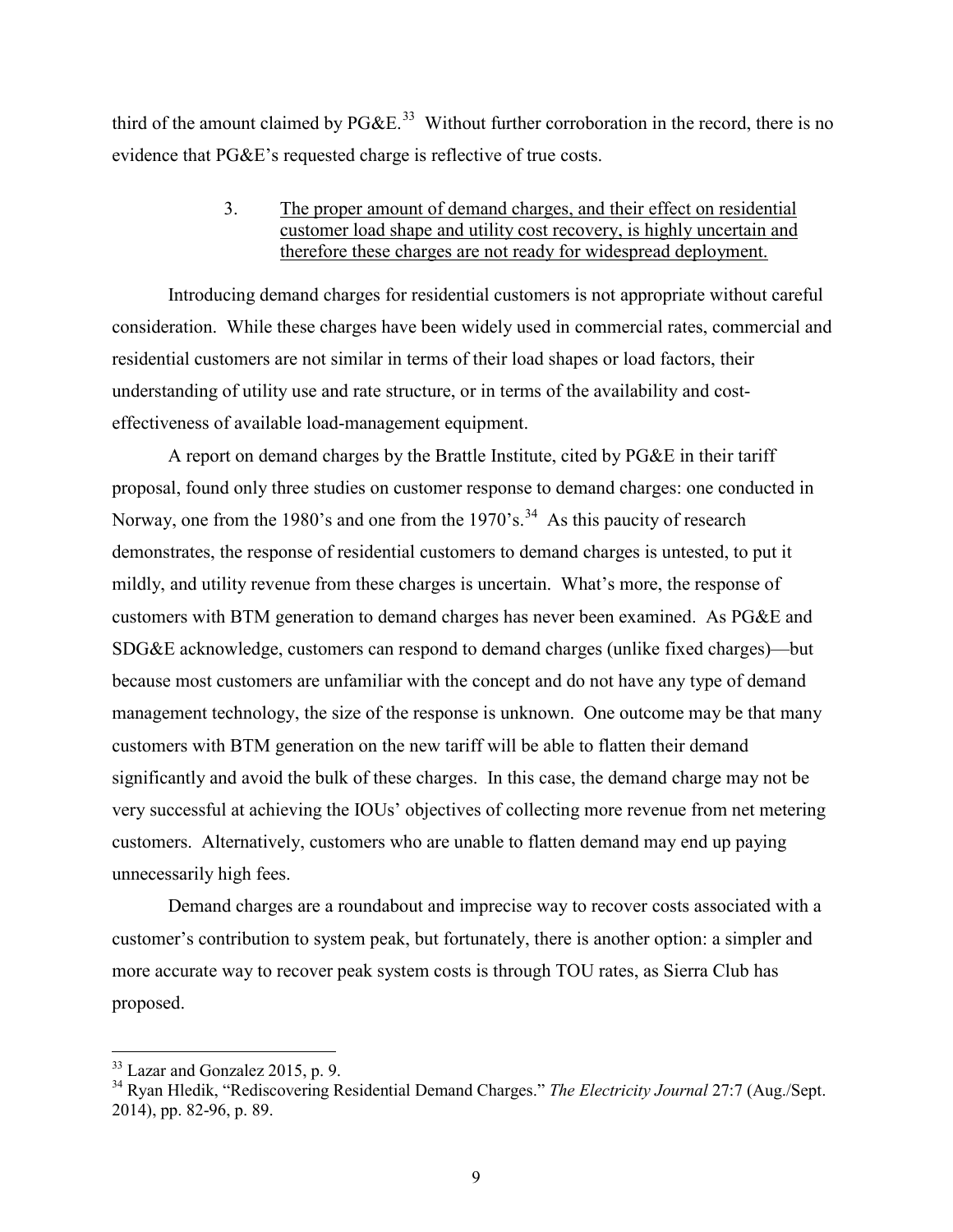third of the amount claimed by PG&E.[33] Without further corroboration in the record, there is no evidence that PG&E's requested charge is reflective of true costs.

3. The proper amount of demand charges, and their effect on residential customer load shape and utility cost recovery, is highly uncertain and therefore these charges are not ready for widespread deployment.

Introducing demand charges for residential customers is not appropriate without careful consideration. While these charges have been widely used in commercial rates, commercial and residential customers are not similar in terms of their load shapes or load factors, their understanding of utility use and rate structure, or in terms of the availability and cost-effectiveness of available load-management equipment.

A report on demand charges by the Brattle Institute, cited by PG&E in their tariff proposal, found only three studies on customer response to demand charges: one conducted in Norway, one from the 1980's and one from the 1970's.[34] As this paucity of research demonstrates, the response of residential customers to demand charges is untested, to put it mildly, and utility revenue from these charges is uncertain. What's more, the response of customers with BTM generation to demand charges has never been examined. As PG&E and SDG&E acknowledge, customers can respond to demand charges (unlike fixed charges)—but because most customers are unfamiliar with the concept and do not have any type of demand management technology, the size of the response is unknown. One outcome may be that many customers with BTM generation on the new tariff will be able to flatten their demand significantly and avoid the bulk of these charges. In this case, the demand charge may not be very successful at achieving the IOUs' objectives of collecting more revenue from net metering customers. Alternatively, customers who are unable to flatten demand may end up paying unnecessarily high fees.

Demand charges are a roundabout and imprecise way to recover costs associated with a customer's contribution to system peak, but fortunately, there is another option: a simpler and more accurate way to recover peak system costs is through TOU rates, as Sierra Club has proposed.

---

[33] Lazar and Gonzalez 2015, p. 9.

[34] Ryan Hledik, "Rediscovering Residential Demand Charges." *The Electricity Journal* 27:7 (Aug./Sept. 2014), pp. 82-96, p. 89.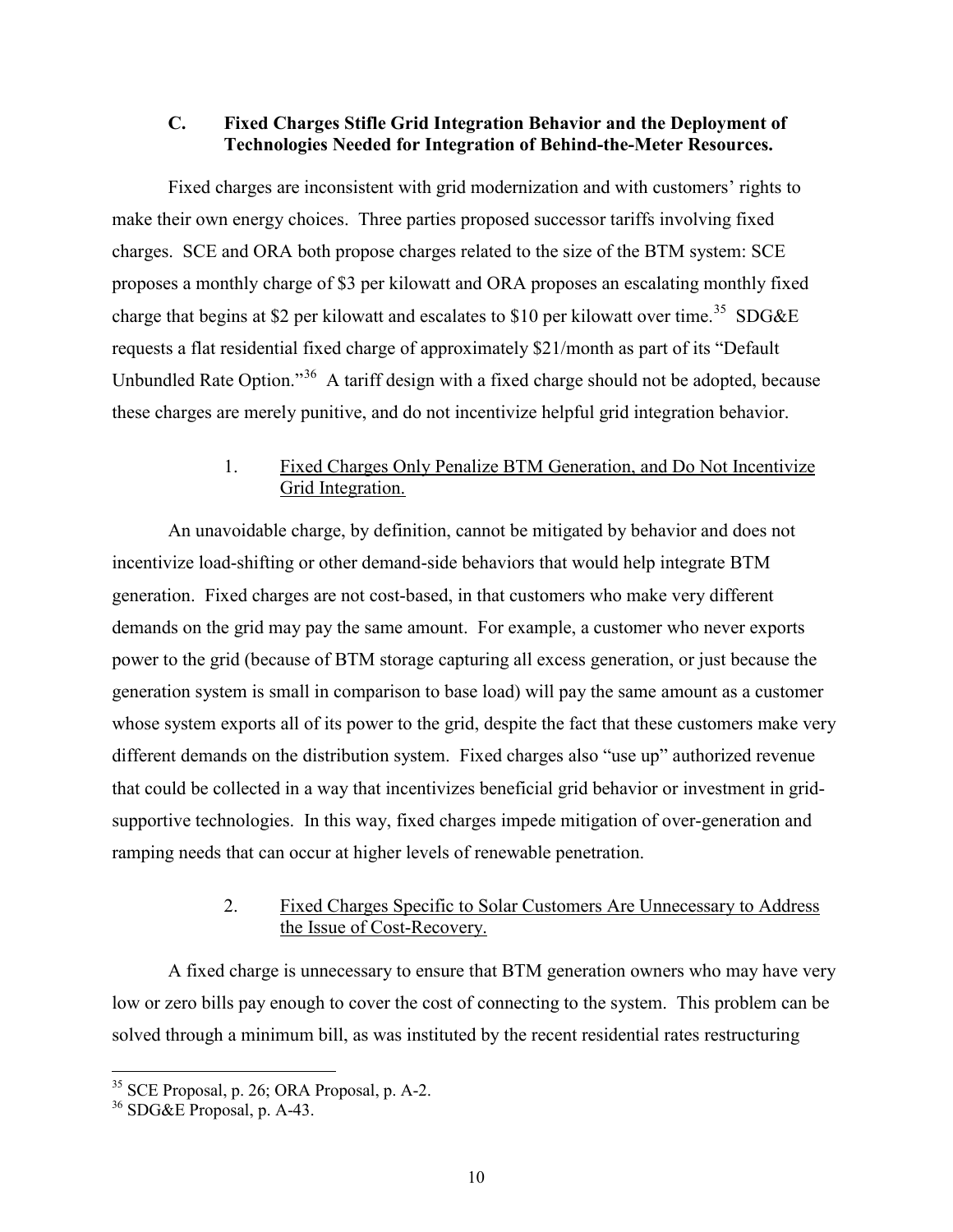### C. Fixed Charges Stifle Grid Integration Behavior and the Deployment of Technologies Needed for Integration of Behind-the-Meter Resources.

Fixed charges are inconsistent with grid modernization and with customers' rights to make their own energy choices. Three parties proposed successor tariffs involving fixed charges. SCE and ORA both propose charges related to the size of the BTM system: SCE proposes a monthly charge of $3 per kilowatt and ORA proposes an escalating monthly fixed charge that begins at $2 per kilowatt and escalates to $10 per kilowatt over time.[35] SDG&E requests a flat residential fixed charge of approximately $21/month as part of its "Default Unbundled Rate Option."[36] A tariff design with a fixed charge should not be adopted, because these charges are merely punitive, and do not incentivize helpful grid integration behavior.

#### 1. Fixed Charges Only Penalize BTM Generation, and Do Not Incentivize Grid Integration.

An unavoidable charge, by definition, cannot be mitigated by behavior and does not incentivize load-shifting or other demand-side behaviors that would help integrate BTM generation. Fixed charges are not cost-based, in that customers who make very different demands on the grid may pay the same amount. For example, a customer who never exports power to the grid (because of BTM storage capturing all excess generation, or just because the generation system is small in comparison to base load) will pay the same amount as a customer whose system exports all of its power to the grid, despite the fact that these customers make very different demands on the distribution system. Fixed charges also "use up" authorized revenue that could be collected in a way that incentivizes beneficial grid behavior or investment in grid-supportive technologies. In this way, fixed charges impede mitigation of over-generation and ramping needs that can occur at higher levels of renewable penetration.

#### 2. Fixed Charges Specific to Solar Customers Are Unnecessary to Address the Issue of Cost-Recovery.

A fixed charge is unnecessary to ensure that BTM generation owners who may have very low or zero bills pay enough to cover the cost of connecting to the system. This problem can be solved through a minimum bill, as was instituted by the recent residential rates restructuring

[35] SCE Proposal, p. 26; ORA Proposal, p. A-2.

[36] SDG&E Proposal, p. A-43.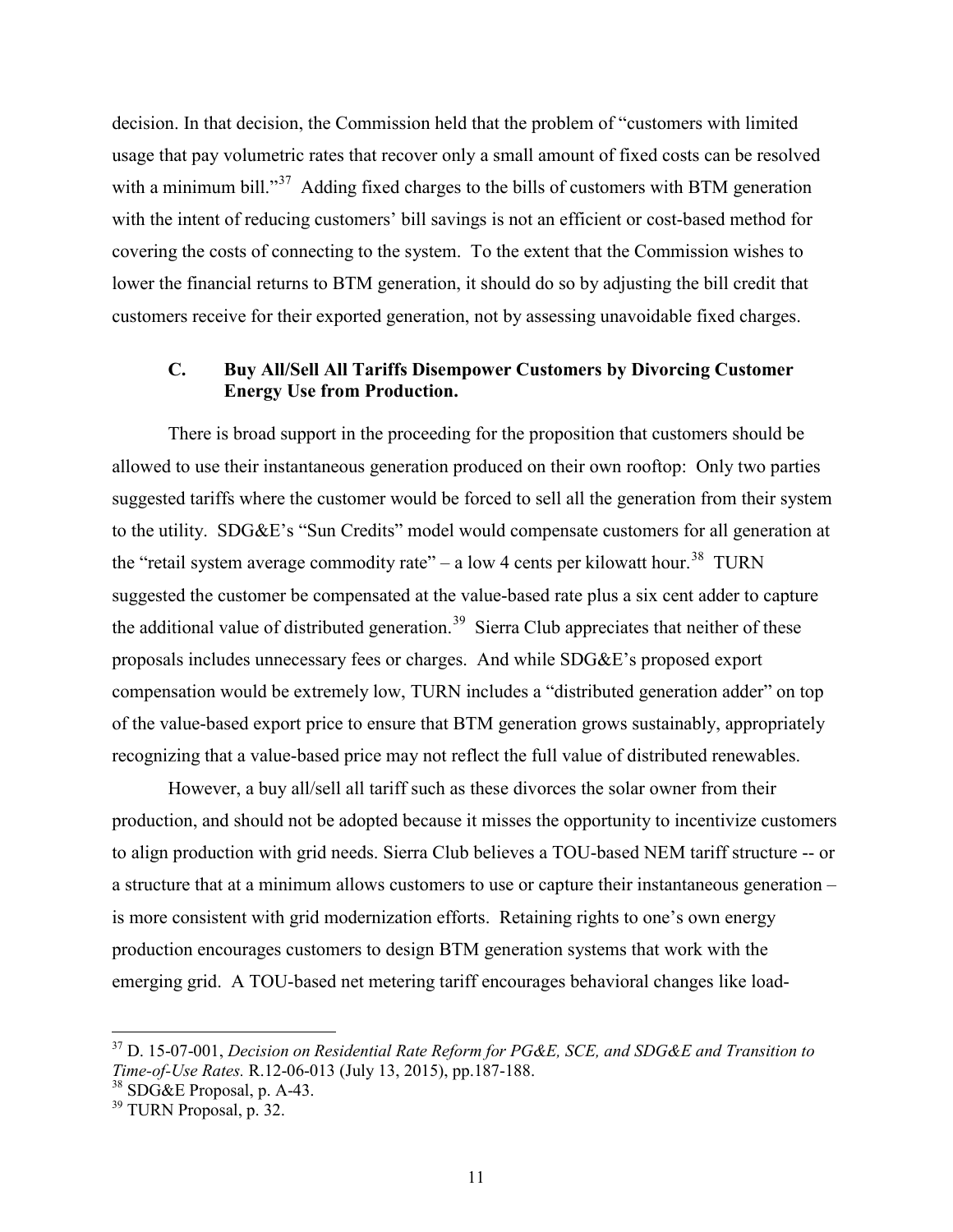decision. In that decision, the Commission held that the problem of "customers with limited usage that pay volumetric rates that recover only a small amount of fixed costs can be resolved with a minimum bill."[37] Adding fixed charges to the bills of customers with BTM generation with the intent of reducing customers' bill savings is not an efficient or cost-based method for covering the costs of connecting to the system. To the extent that the Commission wishes to lower the financial returns to BTM generation, it should do so by adjusting the bill credit that customers receive for their exported generation, not by assessing unavoidable fixed charges.

### C. Buy All/Sell All Tariffs Disempower Customers by Divorcing Customer Energy Use from Production.

There is broad support in the proceeding for the proposition that customers should be allowed to use their instantaneous generation produced on their own rooftop: Only two parties suggested tariffs where the customer would be forced to sell all the generation from their system to the utility. SDG&E's "Sun Credits" model would compensate customers for all generation at the "retail system average commodity rate" – a low 4 cents per kilowatt hour.[38] TURN suggested the customer be compensated at the value-based rate plus a six cent adder to capture the additional value of distributed generation.[39] Sierra Club appreciates that neither of these proposals includes unnecessary fees or charges. And while SDG&E's proposed export compensation would be extremely low, TURN includes a "distributed generation adder" on top of the value-based export price to ensure that BTM generation grows sustainably, appropriately recognizing that a value-based price may not reflect the full value of distributed renewables.

However, a buy all/sell all tariff such as these divorces the solar owner from their production, and should not be adopted because it misses the opportunity to incentivize customers to align production with grid needs. Sierra Club believes a TOU-based NEM tariff structure -- or a structure that at a minimum allows customers to use or capture their instantaneous generation – is more consistent with grid modernization efforts. Retaining rights to one's own energy production encourages customers to design BTM generation systems that work with the emerging grid. A TOU-based net metering tariff encourages behavioral changes like load-

---

[37] D. 15-07-001, *Decision on Residential Rate Reform for PG&E, SCE, and SDG&E and Transition to Time-of-Use Rates.* R.12-06-013 (July 13, 2015), pp.187-188.

[38] SDG&E Proposal, p. A-43.

[39] TURN Proposal, p. 32.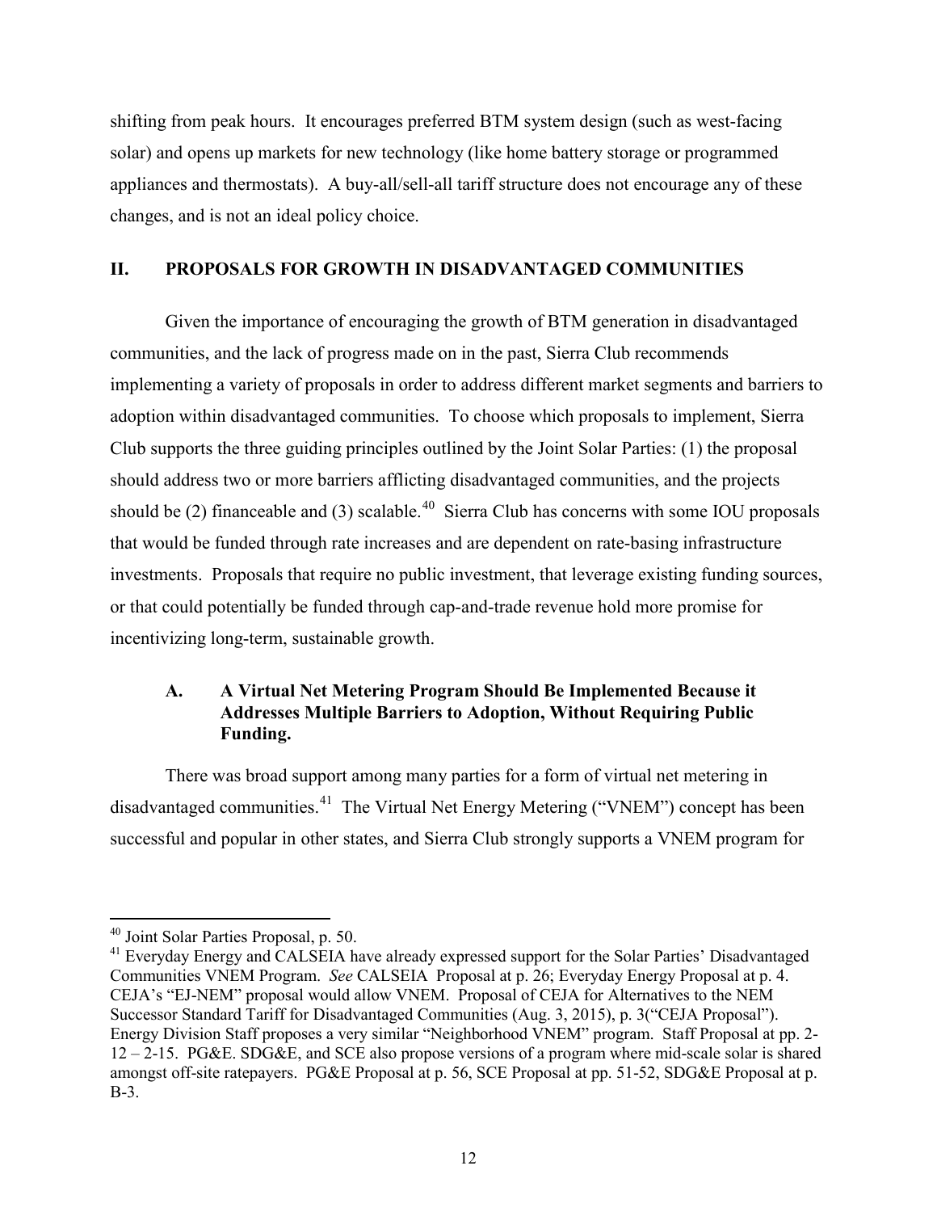shifting from peak hours. It encourages preferred BTM system design (such as west-facing solar) and opens up markets for new technology (like home battery storage or programmed appliances and thermostats). A buy-all/sell-all tariff structure does not encourage any of these changes, and is not an ideal policy choice.

## II. PROPOSALS FOR GROWTH IN DISADVANTAGED COMMUNITIES

Given the importance of encouraging the growth of BTM generation in disadvantaged communities, and the lack of progress made on in the past, Sierra Club recommends implementing a variety of proposals in order to address different market segments and barriers to adoption within disadvantaged communities. To choose which proposals to implement, Sierra Club supports the three guiding principles outlined by the Joint Solar Parties: (1) the proposal should address two or more barriers afflicting disadvantaged communities, and the projects should be (2) financeable and (3) scalable.[40] Sierra Club has concerns with some IOU proposals that would be funded through rate increases and are dependent on rate-basing infrastructure investments. Proposals that require no public investment, that leverage existing funding sources, or that could potentially be funded through cap-and-trade revenue hold more promise for incentivizing long-term, sustainable growth.

### A. A Virtual Net Metering Program Should Be Implemented Because it Addresses Multiple Barriers to Adoption, Without Requiring Public Funding.

There was broad support among many parties for a form of virtual net metering in disadvantaged communities.[41] The Virtual Net Energy Metering ("VNEM") concept has been successful and popular in other states, and Sierra Club strongly supports a VNEM program for

---

[40] Joint Solar Parties Proposal, p. 50.

[41] Everyday Energy and CALSEIA have already expressed support for the Solar Parties' Disadvantaged Communities VNEM Program. *See* CALSEIA Proposal at p. 26; Everyday Energy Proposal at p. 4. CEJA's "EJ-NEM" proposal would allow VNEM. Proposal of CEJA for Alternatives to the NEM Successor Standard Tariff for Disadvantaged Communities (Aug. 3, 2015), p. 3("CEJA Proposal"). Energy Division Staff proposes a very similar "Neighborhood VNEM" program. Staff Proposal at pp. 2-12 – 2-15. PG&E. SDG&E, and SCE also propose versions of a program where mid-scale solar is shared amongst off-site ratepayers. PG&E Proposal at p. 56, SCE Proposal at pp. 51-52, SDG&E Proposal at p. B-3.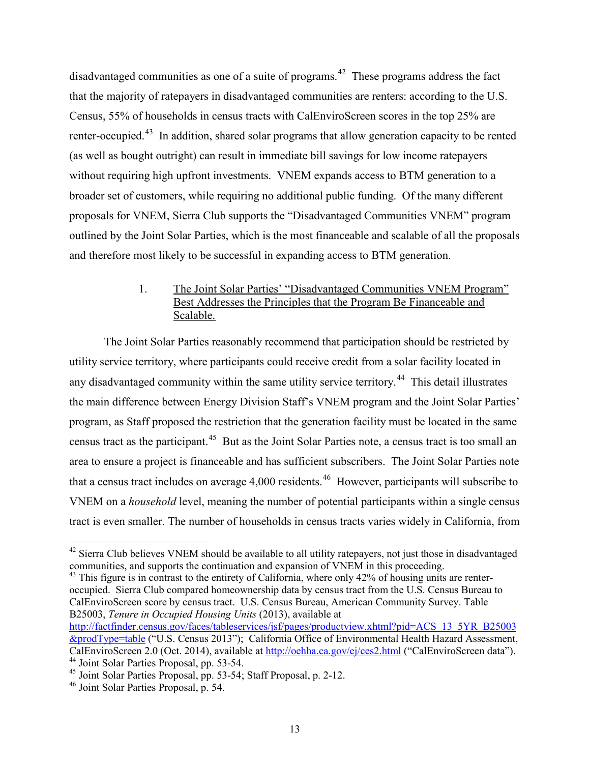disadvantaged communities as one of a suite of programs.[42] These programs address the fact that the majority of ratepayers in disadvantaged communities are renters: according to the U.S. Census, 55% of households in census tracts with CalEnviroScreen scores in the top 25% are renter-occupied.[43] In addition, shared solar programs that allow generation capacity to be rented (as well as bought outright) can result in immediate bill savings for low income ratepayers without requiring high upfront investments. VNEM expands access to BTM generation to a broader set of customers, while requiring no additional public funding. Of the many different proposals for VNEM, Sierra Club supports the "Disadvantaged Communities VNEM" program outlined by the Joint Solar Parties, which is the most financeable and scalable of all the proposals and therefore most likely to be successful in expanding access to BTM generation.

1. <u>The Joint Solar Parties' "Disadvantaged Communities VNEM Program" Best Addresses the Principles that the Program Be Financeable and Scalable.</u>

The Joint Solar Parties reasonably recommend that participation should be restricted by utility service territory, where participants could receive credit from a solar facility located in any disadvantaged community within the same utility service territory.[44] This detail illustrates the main difference between Energy Division Staff's VNEM program and the Joint Solar Parties' program, as Staff proposed the restriction that the generation facility must be located in the same census tract as the participant.[45] But as the Joint Solar Parties note, a census tract is too small an area to ensure a project is financeable and has sufficient subscribers. The Joint Solar Parties note that a census tract includes on average 4,000 residents.[46] However, participants will subscribe to VNEM on a *household* level, meaning the number of potential participants within a single census tract is even smaller. The number of households in census tracts varies widely in California, from

---

[42] Sierra Club believes VNEM should be available to all utility ratepayers, not just those in disadvantaged communities, and supports the continuation and expansion of VNEM in this proceeding.

[43] This figure is in contrast to the entirety of California, where only 42% of housing units are renter-occupied. Sierra Club compared homeownership data by census tract from the U.S. Census Bureau to CalEnviroScreen score by census tract. U.S. Census Bureau, American Community Survey. Table B25003, *Tenure in Occupied Housing Units* (2013), available at http://factfinder.census.gov/faces/tableservices/jsf/pages/productview.xhtml?pid=ACS_13_5YR_B25003&prodType=table ("U.S. Census 2013"); California Office of Environmental Health Hazard Assessment, CalEnviroScreen 2.0 (Oct. 2014), available at http://oehha.ca.gov/ej/ces2.html ("CalEnviroScreen data").

[44] Joint Solar Parties Proposal, pp. 53-54.

[45] Joint Solar Parties Proposal, pp. 53-54; Staff Proposal, p. 2-12.

[46] Joint Solar Parties Proposal, p. 54.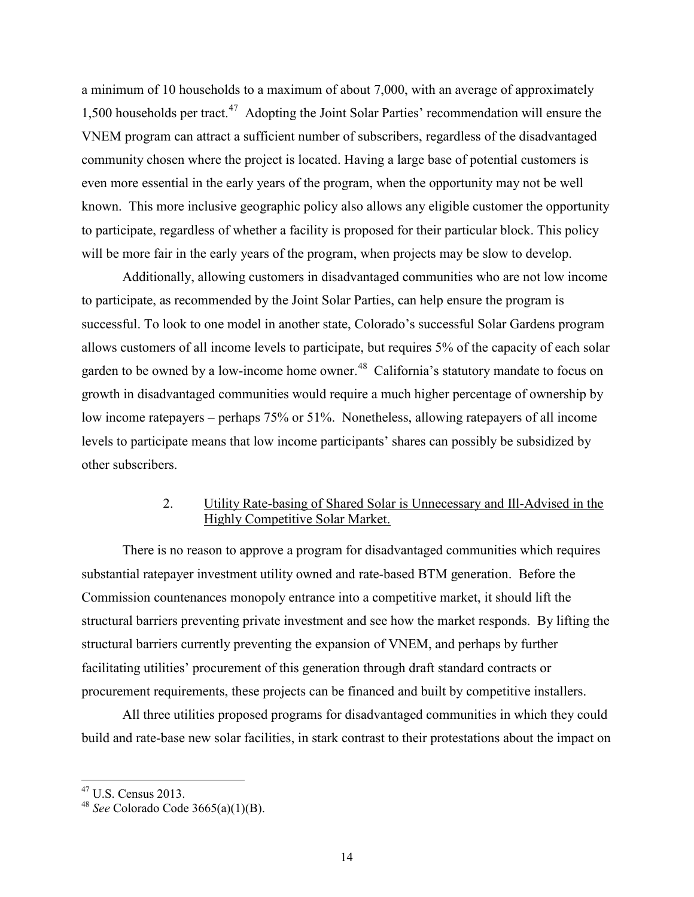a minimum of 10 households to a maximum of about 7,000, with an average of approximately 1,500 households per tract.[47] Adopting the Joint Solar Parties' recommendation will ensure the VNEM program can attract a sufficient number of subscribers, regardless of the disadvantaged community chosen where the project is located. Having a large base of potential customers is even more essential in the early years of the program, when the opportunity may not be well known. This more inclusive geographic policy also allows any eligible customer the opportunity to participate, regardless of whether a facility is proposed for their particular block. This policy will be more fair in the early years of the program, when projects may be slow to develop.

Additionally, allowing customers in disadvantaged communities who are not low income to participate, as recommended by the Joint Solar Parties, can help ensure the program is successful. To look to one model in another state, Colorado's successful Solar Gardens program allows customers of all income levels to participate, but requires 5% of the capacity of each solar garden to be owned by a low-income home owner.[48] California's statutory mandate to focus on growth in disadvantaged communities would require a much higher percentage of ownership by low income ratepayers – perhaps 75% or 51%. Nonetheless, allowing ratepayers of all income levels to participate means that low income participants' shares can possibly be subsidized by other subscribers.

### 2. Utility Rate-basing of Shared Solar is Unnecessary and Ill-Advised in the Highly Competitive Solar Market.

There is no reason to approve a program for disadvantaged communities which requires substantial ratepayer investment utility owned and rate-based BTM generation. Before the Commission countenances monopoly entrance into a competitive market, it should lift the structural barriers preventing private investment and see how the market responds. By lifting the structural barriers currently preventing the expansion of VNEM, and perhaps by further facilitating utilities' procurement of this generation through draft standard contracts or procurement requirements, these projects can be financed and built by competitive installers.

All three utilities proposed programs for disadvantaged communities in which they could build and rate-base new solar facilities, in stark contrast to their protestations about the impact on

---

[47] U.S. Census 2013.

[48] *See* Colorado Code 3665(a)(1)(B).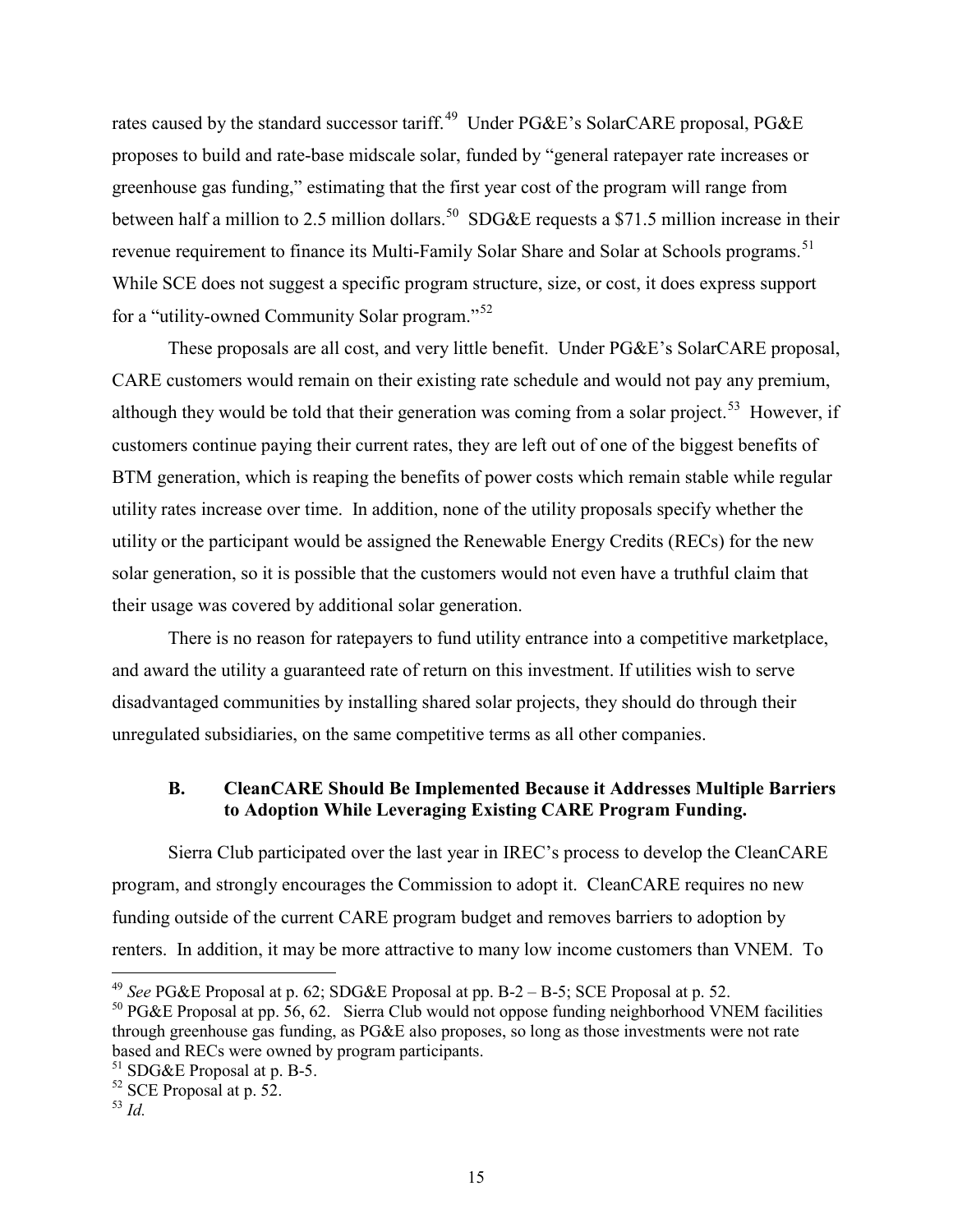rates caused by the standard successor tariff.[49] Under PG&E's SolarCARE proposal, PG&E proposes to build and rate-base midscale solar, funded by "general ratepayer rate increases or greenhouse gas funding," estimating that the first year cost of the program will range from between half a million to 2.5 million dollars.[50] SDG&E requests a $71.5 million increase in their revenue requirement to finance its Multi-Family Solar Share and Solar at Schools programs.[51] While SCE does not suggest a specific program structure, size, or cost, it does express support for a "utility-owned Community Solar program."[52]

These proposals are all cost, and very little benefit. Under PG&E's SolarCARE proposal, CARE customers would remain on their existing rate schedule and would not pay any premium, although they would be told that their generation was coming from a solar project.[53] However, if customers continue paying their current rates, they are left out of one of the biggest benefits of BTM generation, which is reaping the benefits of power costs which remain stable while regular utility rates increase over time. In addition, none of the utility proposals specify whether the utility or the participant would be assigned the Renewable Energy Credits (RECs) for the new solar generation, so it is possible that the customers would not even have a truthful claim that their usage was covered by additional solar generation.

There is no reason for ratepayers to fund utility entrance into a competitive marketplace, and award the utility a guaranteed rate of return on this investment. If utilities wish to serve disadvantaged communities by installing shared solar projects, they should do through their unregulated subsidiaries, on the same competitive terms as all other companies.

### B. CleanCARE Should Be Implemented Because it Addresses Multiple Barriers to Adoption While Leveraging Existing CARE Program Funding.

Sierra Club participated over the last year in IREC's process to develop the CleanCARE program, and strongly encourages the Commission to adopt it. CleanCARE requires no new funding outside of the current CARE program budget and removes barriers to adoption by renters. In addition, it may be more attractive to many low income customers than VNEM. To

---

[49] *See* PG&E Proposal at p. 62; SDG&E Proposal at pp. B-2 – B-5; SCE Proposal at p. 52.

[50] PG&E Proposal at pp. 56, 62. Sierra Club would not oppose funding neighborhood VNEM facilities through greenhouse gas funding, as PG&E also proposes, so long as those investments were not rate based and RECs were owned by program participants.

[51] SDG&E Proposal at p. B-5.

[52] SCE Proposal at p. 52.

[53] *Id.*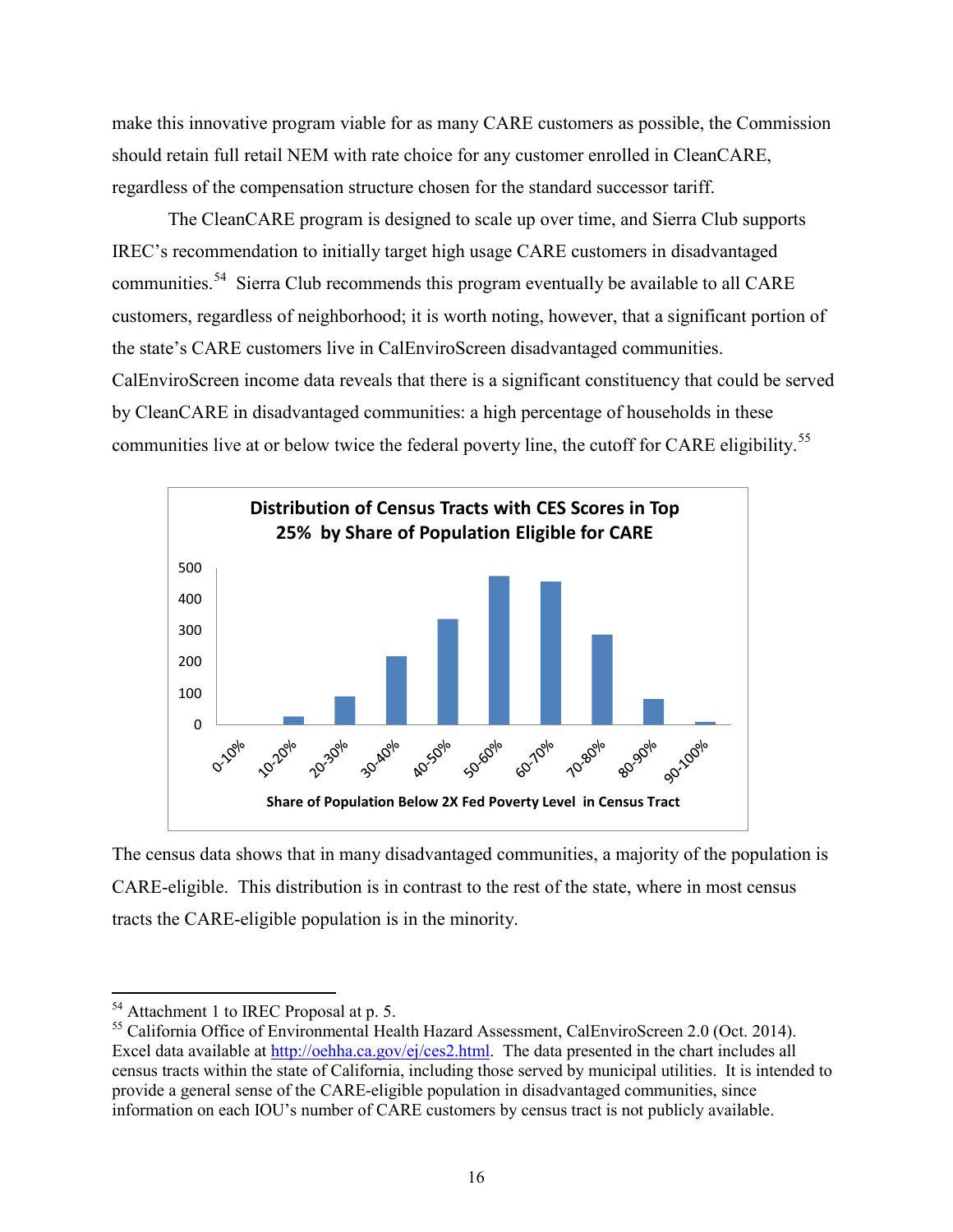make this innovative program viable for as many CARE customers as possible, the Commission should retain full retail NEM with rate choice for any customer enrolled in CleanCARE, regardless of the compensation structure chosen for the standard successor tariff.

The CleanCARE program is designed to scale up over time, and Sierra Club supports IREC's recommendation to initially target high usage CARE customers in disadvantaged communities.[54] Sierra Club recommends this program eventually be available to all CARE customers, regardless of neighborhood; it is worth noting, however, that a significant portion of the state's CARE customers live in CalEnviroScreen disadvantaged communities. CalEnviroScreen income data reveals that there is a significant constituency that could be served by CleanCARE in disadvantaged communities: a high percentage of households in these communities live at or below twice the federal poverty line, the cutoff for CARE eligibility.[55]

**Distribution of Census Tracts with CES Scores in Top 25% by Share of Population Eligible for CARE**

| Share of Population Below 2X Fed Poverty Level in Census Tract | Approx. Number of Census Tracts |
|---|---|
| 0-10% | 0 |
| 10-20% | ~25 |
| 20-30% | ~90 |
| 30-40% | ~220 |
| 40-50% | ~340 |
| 50-60% | ~475 |
| 60-70% | ~455 |
| 70-80% | ~290 |
| 80-90% | ~80 |
| 90-100% | ~10 |

The census data shows that in many disadvantaged communities, a majority of the population is CARE-eligible. This distribution is in contrast to the rest of the state, where in most census tracts the CARE-eligible population is in the minority.

---

[54] Attachment 1 to IREC Proposal at p. 5.

[55] California Office of Environmental Health Hazard Assessment, CalEnviroScreen 2.0 (Oct. 2014). Excel data available at http://oehha.ca.gov/ej/ces2.html. The data presented in the chart includes all census tracts within the state of California, including those served by municipal utilities. It is intended to provide a general sense of the CARE-eligible population in disadvantaged communities, since information on each IOU's number of CARE customers by census tract is not publicly available.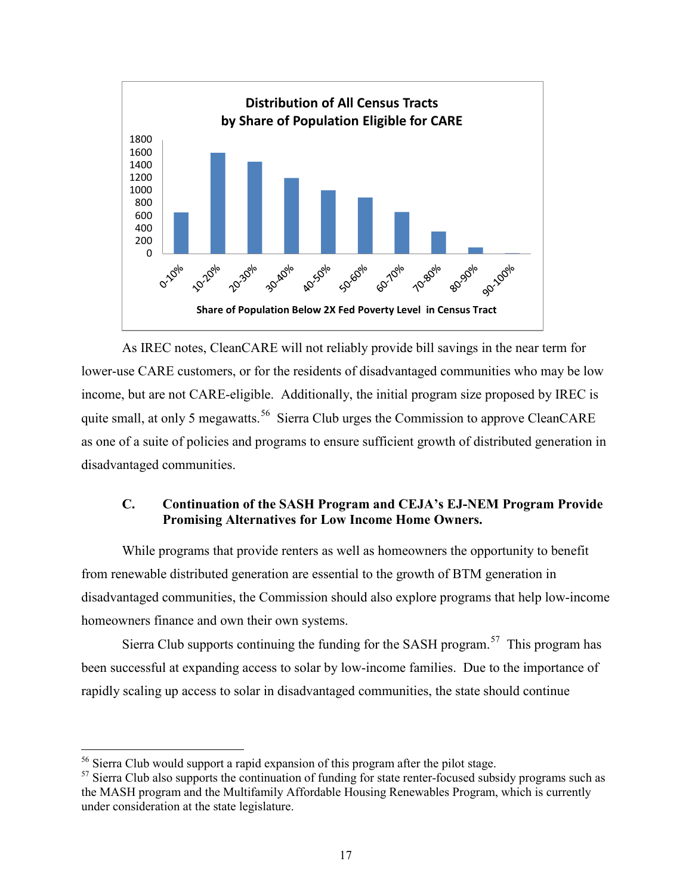As IREC notes, CleanCARE will not reliably provide bill savings in the near term for lower-use CARE customers, or for the residents of disadvantaged communities who may be low income, but are not CARE-eligible. Additionally, the initial program size proposed by IREC is quite small, at only 5 megawatts.[56] Sierra Club urges the Commission to approve CleanCARE as one of a suite of policies and programs to ensure sufficient growth of distributed generation in disadvantaged communities.

### C. Continuation of the SASH Program and CEJA's EJ-NEM Program Provide Promising Alternatives for Low Income Home Owners.

While programs that provide renters as well as homeowners the opportunity to benefit from renewable distributed generation are essential to the growth of BTM generation in disadvantaged communities, the Commission should also explore programs that help low-income homeowners finance and own their own systems.

Sierra Club supports continuing the funding for the SASH program.[57] This program has been successful at expanding access to solar by low-income families. Due to the importance of rapidly scaling up access to solar in disadvantaged communities, the state should continue

---

[56] Sierra Club would support a rapid expansion of this program after the pilot stage.

[57] Sierra Club also supports the continuation of funding for state renter-focused subsidy programs such as the MASH program and the Multifamily Affordable Housing Renewables Program, which is currently under consideration at the state legislature.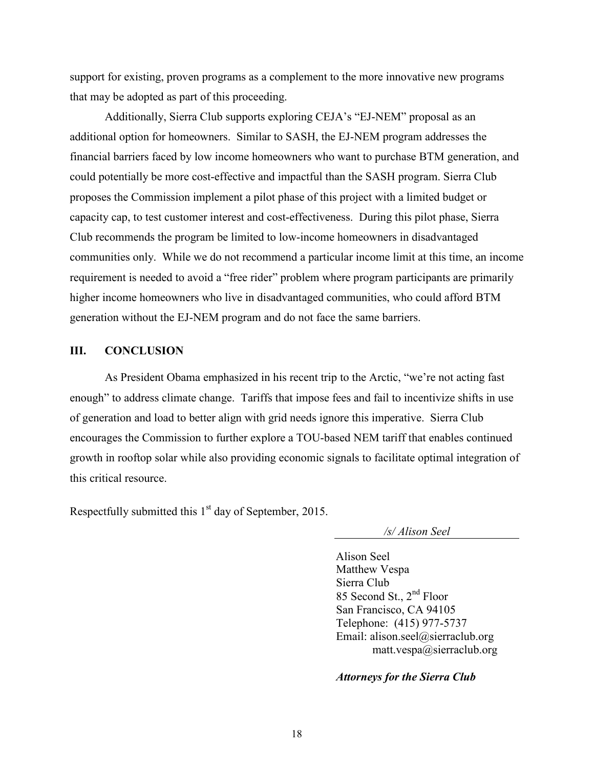support for existing, proven programs as a complement to the more innovative new programs that may be adopted as part of this proceeding.

Additionally, Sierra Club supports exploring CEJA's "EJ-NEM" proposal as an additional option for homeowners. Similar to SASH, the EJ-NEM program addresses the financial barriers faced by low income homeowners who want to purchase BTM generation, and could potentially be more cost-effective and impactful than the SASH program. Sierra Club proposes the Commission implement a pilot phase of this project with a limited budget or capacity cap, to test customer interest and cost-effectiveness. During this pilot phase, Sierra Club recommends the program be limited to low-income homeowners in disadvantaged communities only. While we do not recommend a particular income limit at this time, an income requirement is needed to avoid a "free rider" problem where program participants are primarily higher income homeowners who live in disadvantaged communities, who could afford BTM generation without the EJ-NEM program and do not face the same barriers.

## III. CONCLUSION

As President Obama emphasized in his recent trip to the Arctic, "we're not acting fast enough" to address climate change. Tariffs that impose fees and fail to incentivize shifts in use of generation and load to better align with grid needs ignore this imperative. Sierra Club encourages the Commission to further explore a TOU-based NEM tariff that enables continued growth in rooftop solar while also providing economic signals to facilitate optimal integration of this critical resource.

Respectfully submitted this 1st day of September, 2015.

*/s/ Alison Seel*

Alison Seel
Matthew Vespa
Sierra Club
85 Second St., 2nd Floor
San Francisco, CA 94105
Telephone: (415) 977-5737
Email: alison.seel@sierraclub.org
matt.vespa@sierraclub.org

***Attorneys for the Sierra Club***